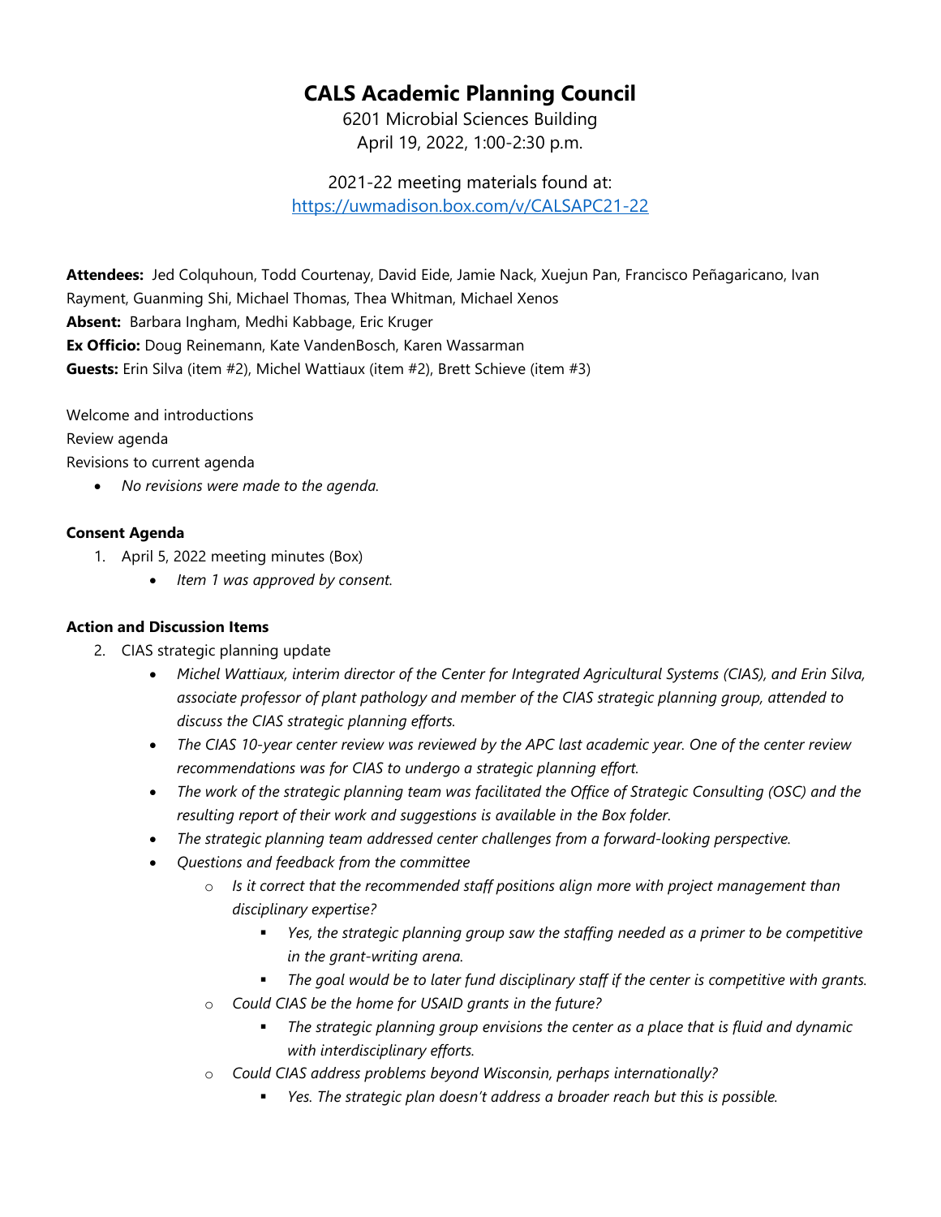# CALS Academic Planning Council

6201 Microbial Sciences Building
April 19, 2022, 1:00-2:30 p.m.

2021-22 meeting materials found at:
https://uwmadison.box.com/v/CALSAPC21-22

**Attendees:** Jed Colquhoun, Todd Courtenay, David Eide, Jamie Nack, Xuejun Pan, Francisco Peñagaricano, Ivan Rayment, Guanming Shi, Michael Thomas, Thea Whitman, Michael Xenos
**Absent:** Barbara Ingham, Medhi Kabbage, Eric Kruger
**Ex Officio:** Doug Reinemann, Kate VandenBosch, Karen Wassarman
**Guests:** Erin Silva (item #2), Michel Wattiaux (item #2), Brett Schieve (item #3)

Welcome and introductions
Review agenda
Revisions to current agenda

- *No revisions were made to the agenda.*

**Consent Agenda**

1. April 5, 2022 meeting minutes (Box)
   - *Item 1 was approved by consent.*

**Action and Discussion Items**

2. CIAS strategic planning update
   - *Michel Wattiaux, interim director of the Center for Integrated Agricultural Systems (CIAS), and Erin Silva, associate professor of plant pathology and member of the CIAS strategic planning group, attended to discuss the CIAS strategic planning efforts.*
   - *The CIAS 10-year center review was reviewed by the APC last academic year. One of the center review recommendations was for CIAS to undergo a strategic planning effort.*
   - *The work of the strategic planning team was facilitated the Office of Strategic Consulting (OSC) and the resulting report of their work and suggestions is available in the Box folder.*
   - *The strategic planning team addressed center challenges from a forward-looking perspective.*
   - *Questions and feedback from the committee*
     - *Is it correct that the recommended staff positions align more with project management than disciplinary expertise?*
       - *Yes, the strategic planning group saw the staffing needed as a primer to be competitive in the grant-writing arena.*
       - *The goal would be to later fund disciplinary staff if the center is competitive with grants.*
     - *Could CIAS be the home for USAID grants in the future?*
       - *The strategic planning group envisions the center as a place that is fluid and dynamic with interdisciplinary efforts.*
     - *Could CIAS address problems beyond Wisconsin, perhaps internationally?*
       - *Yes. The strategic plan doesn't address a broader reach but this is possible.*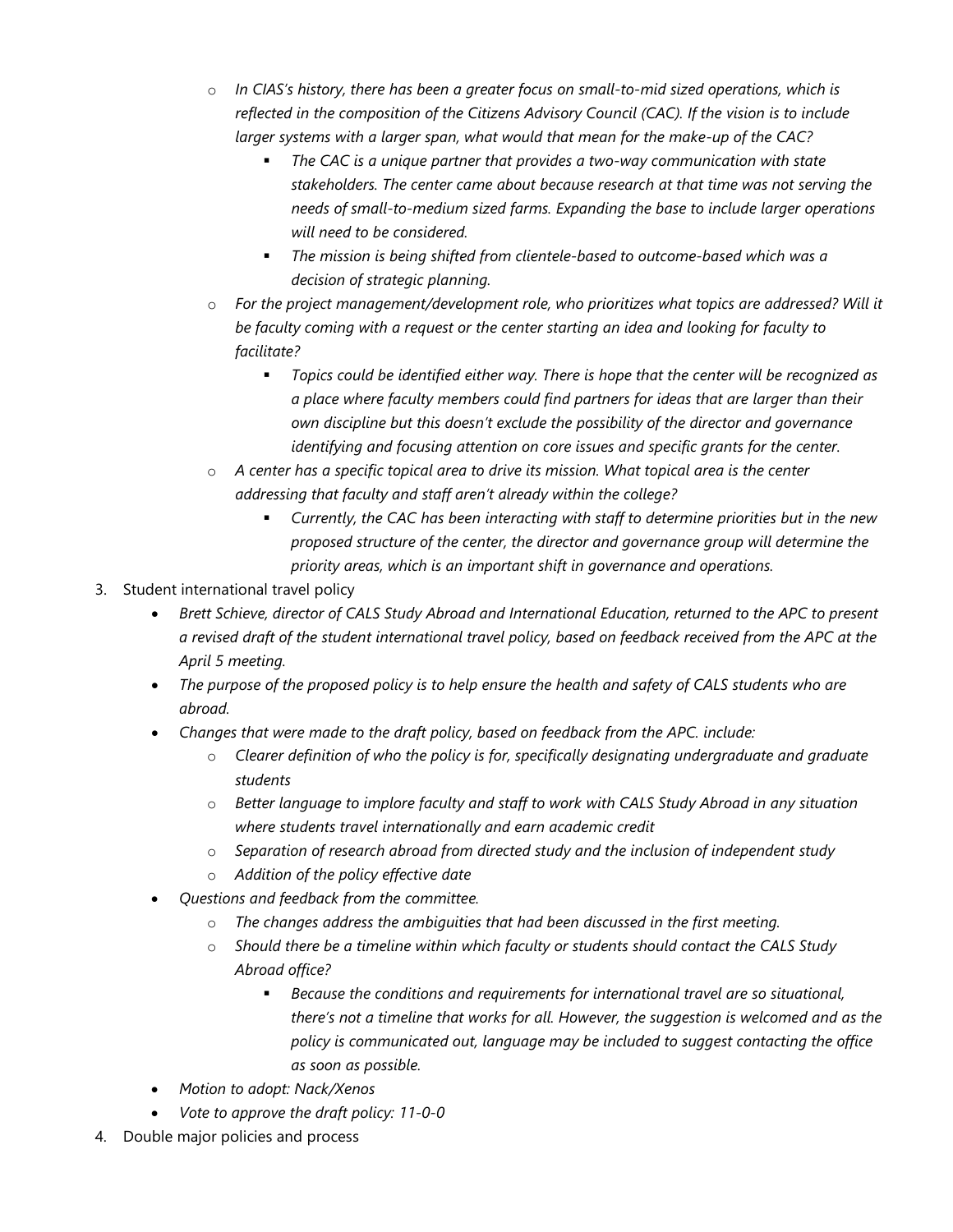- *In CIAS's history, there has been a greater focus on small-to-mid sized operations, which is reflected in the composition of the Citizens Advisory Council (CAC). If the vision is to include larger systems with a larger span, what would that mean for the make-up of the CAC?*
    - *The CAC is a unique partner that provides a two-way communication with state stakeholders. The center came about because research at that time was not serving the needs of small-to-medium sized farms. Expanding the base to include larger operations will need to be considered.*
    - *The mission is being shifted from clientele-based to outcome-based which was a decision of strategic planning.*
- *For the project management/development role, who prioritizes what topics are addressed? Will it be faculty coming with a request or the center starting an idea and looking for faculty to facilitate?*
    - *Topics could be identified either way. There is hope that the center will be recognized as a place where faculty members could find partners for ideas that are larger than their own discipline but this doesn't exclude the possibility of the director and governance identifying and focusing attention on core issues and specific grants for the center.*
- *A center has a specific topical area to drive its mission. What topical area is the center addressing that faculty and staff aren't already within the college?*
    - *Currently, the CAC has been interacting with staff to determine priorities but in the new proposed structure of the center, the director and governance group will determine the priority areas, which is an important shift in governance and operations.*

3. Student international travel policy
    - *Brett Schieve, director of CALS Study Abroad and International Education, returned to the APC to present a revised draft of the student international travel policy, based on feedback received from the APC at the April 5 meeting.*
    - *The purpose of the proposed policy is to help ensure the health and safety of CALS students who are abroad.*
    - *Changes that were made to the draft policy, based on feedback from the APC. include:*
        - *Clearer definition of who the policy is for, specifically designating undergraduate and graduate students*
        - *Better language to implore faculty and staff to work with CALS Study Abroad in any situation where students travel internationally and earn academic credit*
        - *Separation of research abroad from directed study and the inclusion of independent study*
        - *Addition of the policy effective date*
    - *Questions and feedback from the committee.*
        - *The changes address the ambiguities that had been discussed in the first meeting.*
        - *Should there be a timeline within which faculty or students should contact the CALS Study Abroad office?*
            - *Because the conditions and requirements for international travel are so situational, there's not a timeline that works for all. However, the suggestion is welcomed and as the policy is communicated out, language may be included to suggest contacting the office as soon as possible.*
    - *Motion to adopt: Nack/Xenos*
    - *Vote to approve the draft policy: 11-0-0*
4. Double major policies and process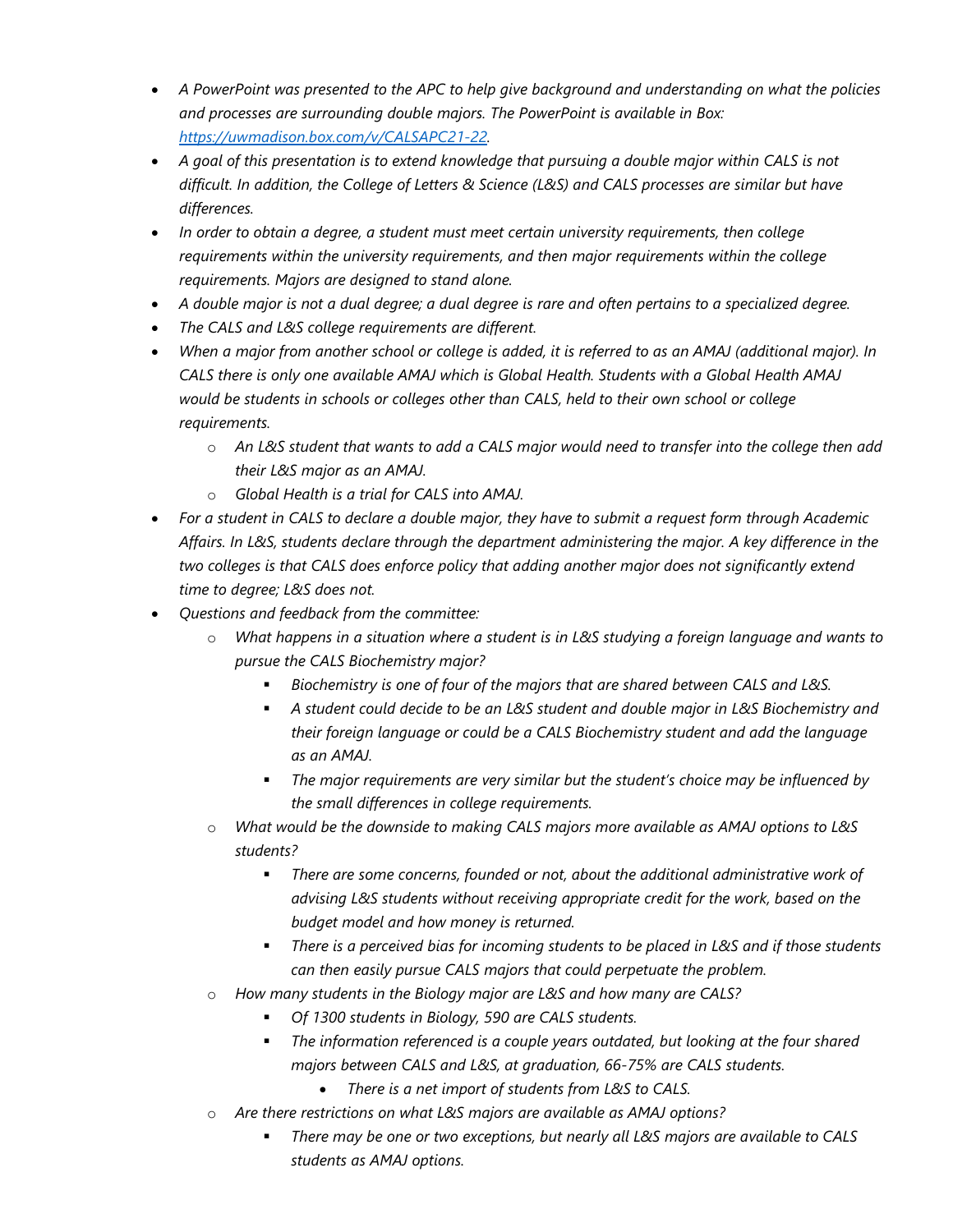- *A PowerPoint was presented to the APC to help give background and understanding on what the policies and processes are surrounding double majors. The PowerPoint is available in Box: [https://uwmadison.box.com/v/CALSAPC21-22](https://uwmadison.box.com/v/CALSAPC21-22).*
- *A goal of this presentation is to extend knowledge that pursuing a double major within CALS is not difficult. In addition, the College of Letters & Science (L&S) and CALS processes are similar but have differences.*
- *In order to obtain a degree, a student must meet certain university requirements, then college requirements within the university requirements, and then major requirements within the college requirements. Majors are designed to stand alone.*
- *A double major is not a dual degree; a dual degree is rare and often pertains to a specialized degree.*
- *The CALS and L&S college requirements are different.*
- *When a major from another school or college is added, it is referred to as an AMAJ (additional major). In CALS there is only one available AMAJ which is Global Health. Students with a Global Health AMAJ would be students in schools or colleges other than CALS, held to their own school or college requirements.*
    - *An L&S student that wants to add a CALS major would need to transfer into the college then add their L&S major as an AMAJ.*
    - *Global Health is a trial for CALS into AMAJ.*
- *For a student in CALS to declare a double major, they have to submit a request form through Academic Affairs. In L&S, students declare through the department administering the major. A key difference in the two colleges is that CALS does enforce policy that adding another major does not significantly extend time to degree; L&S does not.*
- *Questions and feedback from the committee:*
    - *What happens in a situation where a student is in L&S studying a foreign language and wants to pursue the CALS Biochemistry major?*
        - *Biochemistry is one of four of the majors that are shared between CALS and L&S.*
        - *A student could decide to be an L&S student and double major in L&S Biochemistry and their foreign language or could be a CALS Biochemistry student and add the language as an AMAJ.*
        - *The major requirements are very similar but the student's choice may be influenced by the small differences in college requirements.*
    - *What would be the downside to making CALS majors more available as AMAJ options to L&S students?*
        - *There are some concerns, founded or not, about the additional administrative work of advising L&S students without receiving appropriate credit for the work, based on the budget model and how money is returned.*
        - *There is a perceived bias for incoming students to be placed in L&S and if those students can then easily pursue CALS majors that could perpetuate the problem.*
    - *How many students in the Biology major are L&S and how many are CALS?*
        - *Of 1300 students in Biology, 590 are CALS students.*
        - *The information referenced is a couple years outdated, but looking at the four shared majors between CALS and L&S, at graduation, 66-75% are CALS students.*
            - *There is a net import of students from L&S to CALS.*
    - *Are there restrictions on what L&S majors are available as AMAJ options?*
        - *There may be one or two exceptions, but nearly all L&S majors are available to CALS students as AMAJ options.*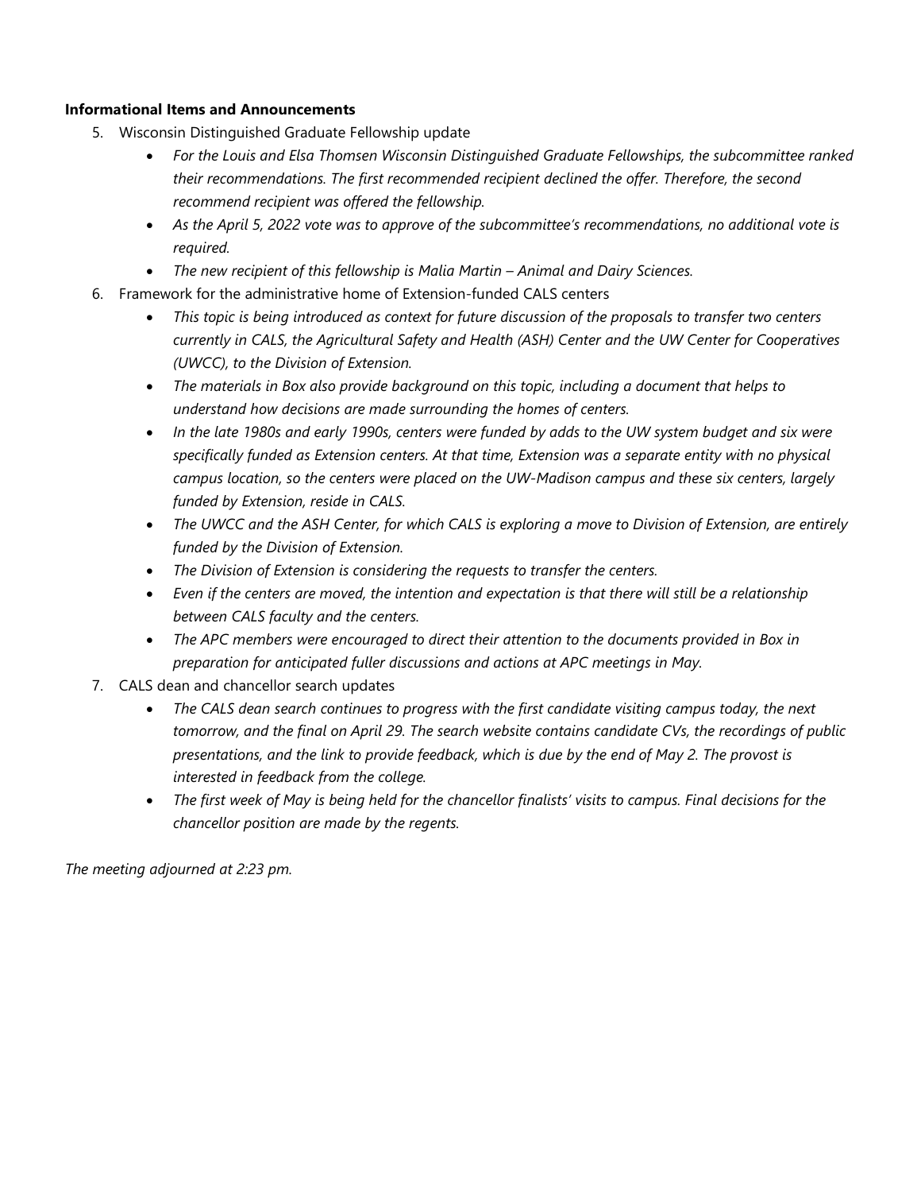**Informational Items and Announcements**

5. Wisconsin Distinguished Graduate Fellowship update
   - *For the Louis and Elsa Thomsen Wisconsin Distinguished Graduate Fellowships, the subcommittee ranked their recommendations. The first recommended recipient declined the offer. Therefore, the second recommend recipient was offered the fellowship.*
   - *As the April 5, 2022 vote was to approve of the subcommittee's recommendations, no additional vote is required.*
   - *The new recipient of this fellowship is Malia Martin – Animal and Dairy Sciences.*
6. Framework for the administrative home of Extension-funded CALS centers
   - *This topic is being introduced as context for future discussion of the proposals to transfer two centers currently in CALS, the Agricultural Safety and Health (ASH) Center and the UW Center for Cooperatives (UWCC), to the Division of Extension.*
   - *The materials in Box also provide background on this topic, including a document that helps to understand how decisions are made surrounding the homes of centers.*
   - *In the late 1980s and early 1990s, centers were funded by adds to the UW system budget and six were specifically funded as Extension centers. At that time, Extension was a separate entity with no physical campus location, so the centers were placed on the UW-Madison campus and these six centers, largely funded by Extension, reside in CALS.*
   - *The UWCC and the ASH Center, for which CALS is exploring a move to Division of Extension, are entirely funded by the Division of Extension.*
   - *The Division of Extension is considering the requests to transfer the centers.*
   - *Even if the centers are moved, the intention and expectation is that there will still be a relationship between CALS faculty and the centers.*
   - *The APC members were encouraged to direct their attention to the documents provided in Box in preparation for anticipated fuller discussions and actions at APC meetings in May.*
7. CALS dean and chancellor search updates
   - *The CALS dean search continues to progress with the first candidate visiting campus today, the next tomorrow, and the final on April 29. The search website contains candidate CVs, the recordings of public presentations, and the link to provide feedback, which is due by the end of May 2. The provost is interested in feedback from the college.*
   - *The first week of May is being held for the chancellor finalists' visits to campus. Final decisions for the chancellor position are made by the regents.*

*The meeting adjourned at 2:23 pm.*